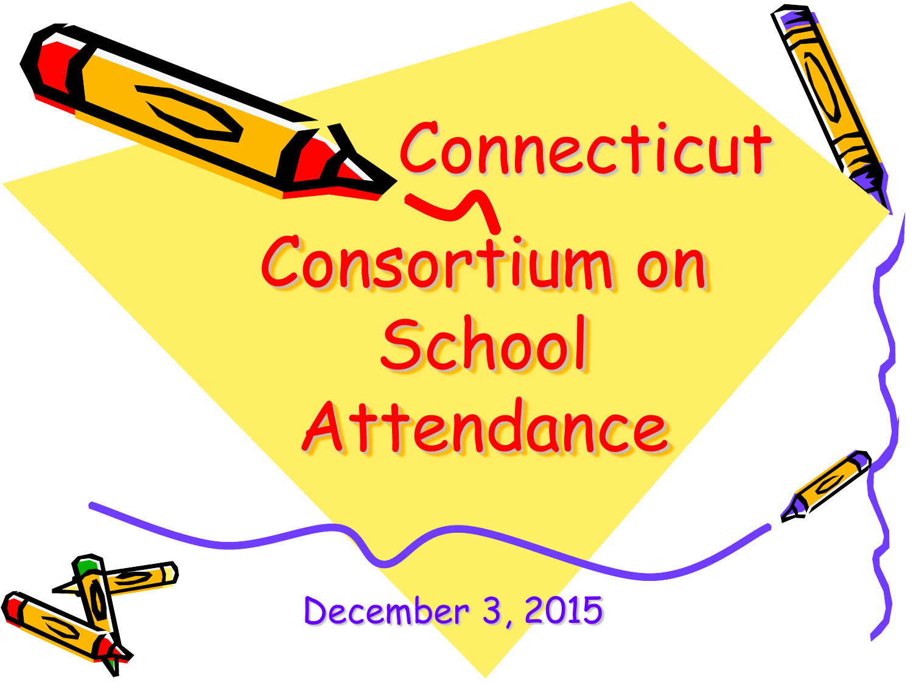# Connecticut Consortium on School Attendance

December 3, 2015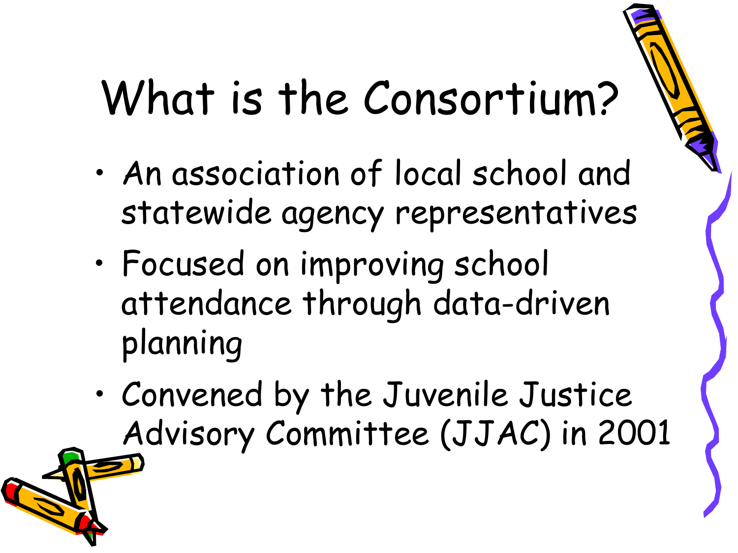# What is the Consortium?

- An association of local school and statewide agency representatives
- Focused on improving school attendance through data-driven planning
- Convened by the Juvenile Justice Advisory Committee (JJAC) in 2001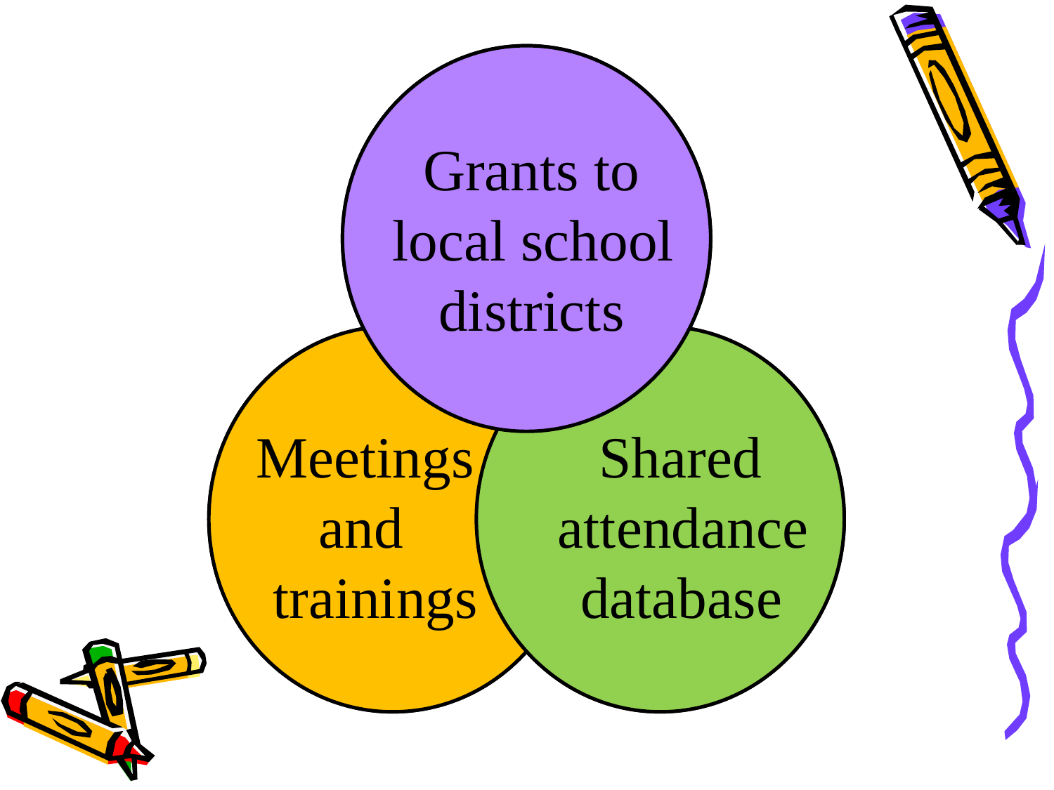Grants to local school districts

Meetings and trainings

Shared attendance database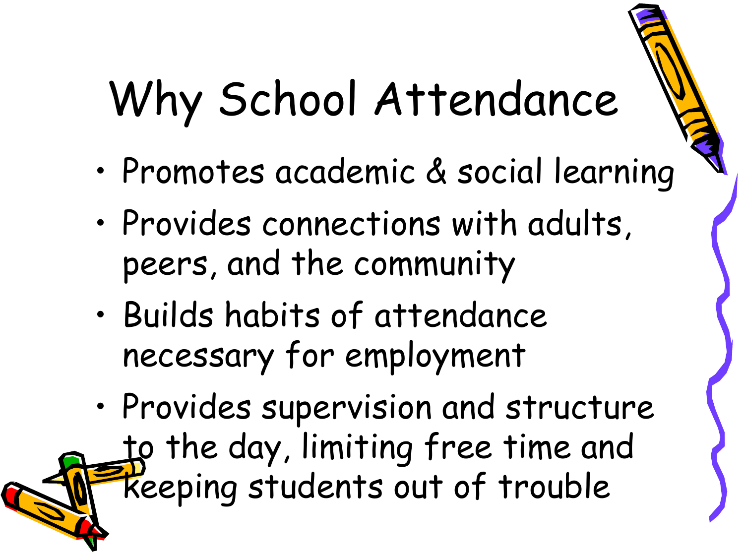# Why School Attendance

- Promotes academic & social learning
- Provides connections with adults, peers, and the community
- Builds habits of attendance necessary for employment
- Provides supervision and structure to the day, limiting free time and keeping students out of trouble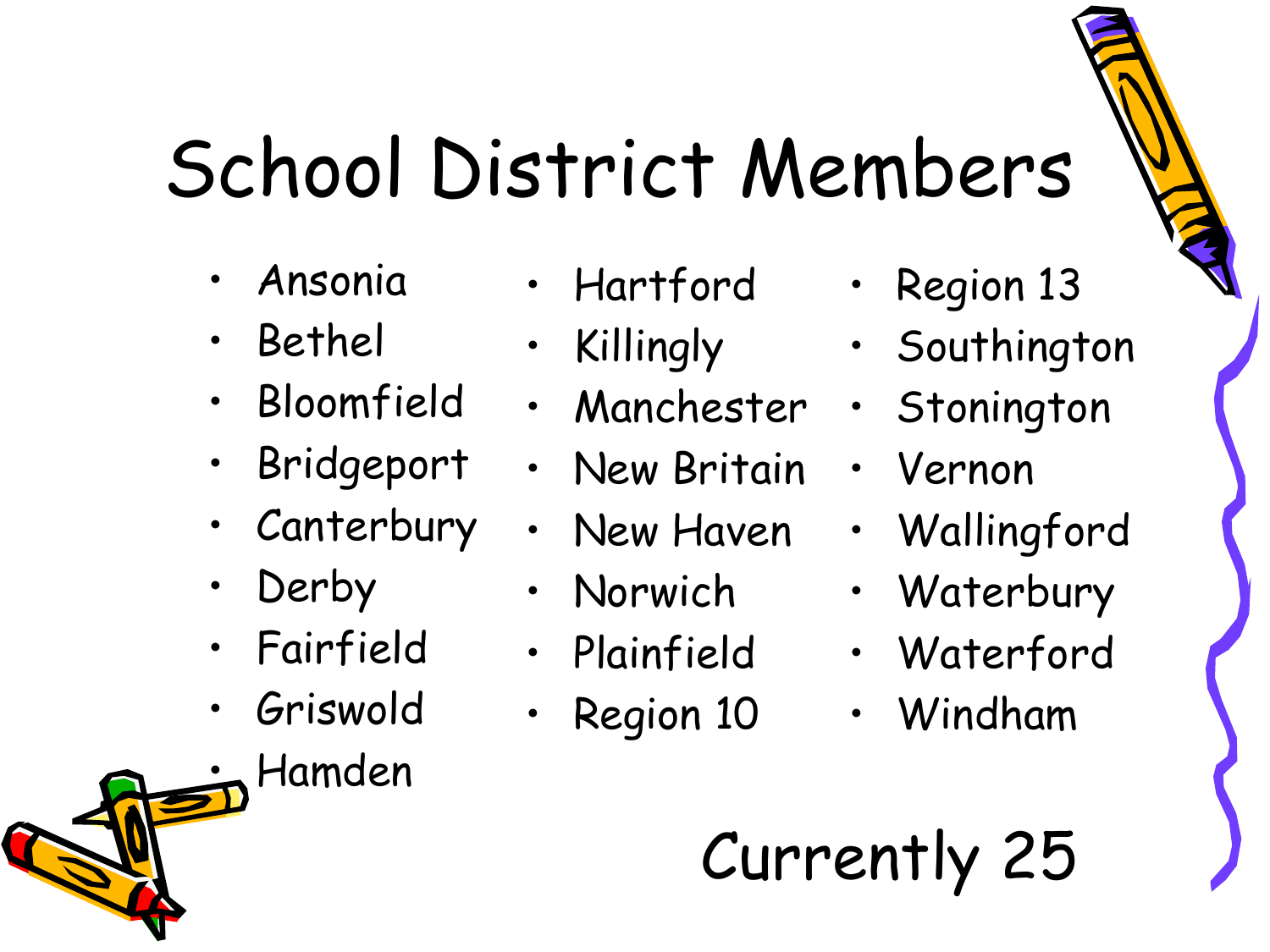# School District Members

- Ansonia
- Bethel
- Bloomfield
- Bridgeport
- Canterbury
- Derby
- Fairfield
- Griswold
- Hamden
- Hartford
- Killingly
- Manchester
- New Britain
- New Haven
- Norwich
- Plainfield
- Region 10
- Region 13
- Southington
- Stonington
- Vernon
- Wallingford
- Waterbury
- Waterford
- Windham

Currently 25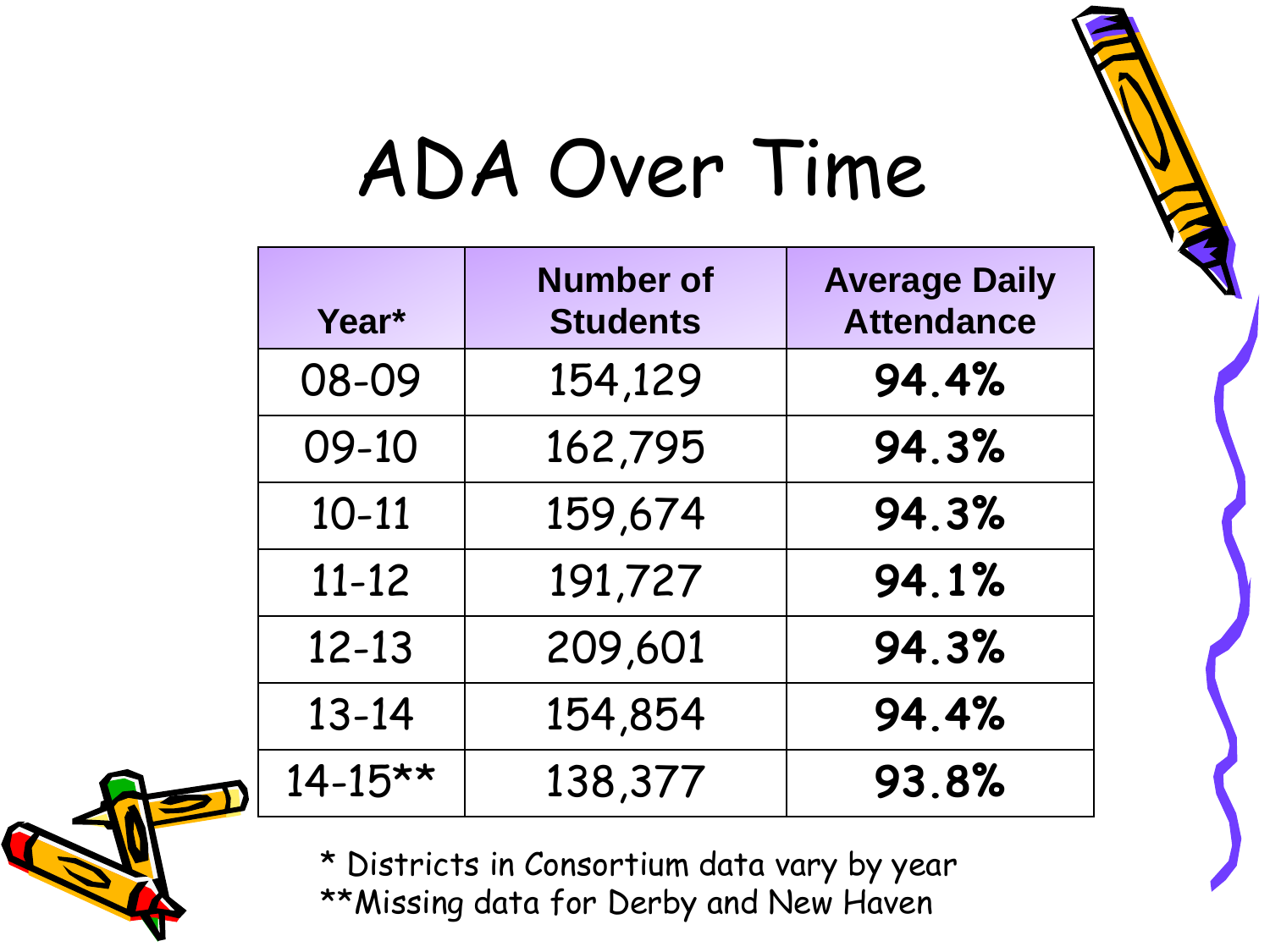# ADA Over Time

| Year* | Number of Students | Average Daily Attendance |
|---|---|---|
| 08-09 | 154,129 | **94.4%** |
| 09-10 | 162,795 | **94.3%** |
| 10-11 | 159,674 | **94.3%** |
| 11-12 | 191,727 | **94.1%** |
| 12-13 | 209,601 | **94.3%** |
| 13-14 | 154,854 | **94.4%** |
| 14-15** | 138,377 | **93.8%** |

* Districts in Consortium data vary by year
**Missing data for Derby and New Haven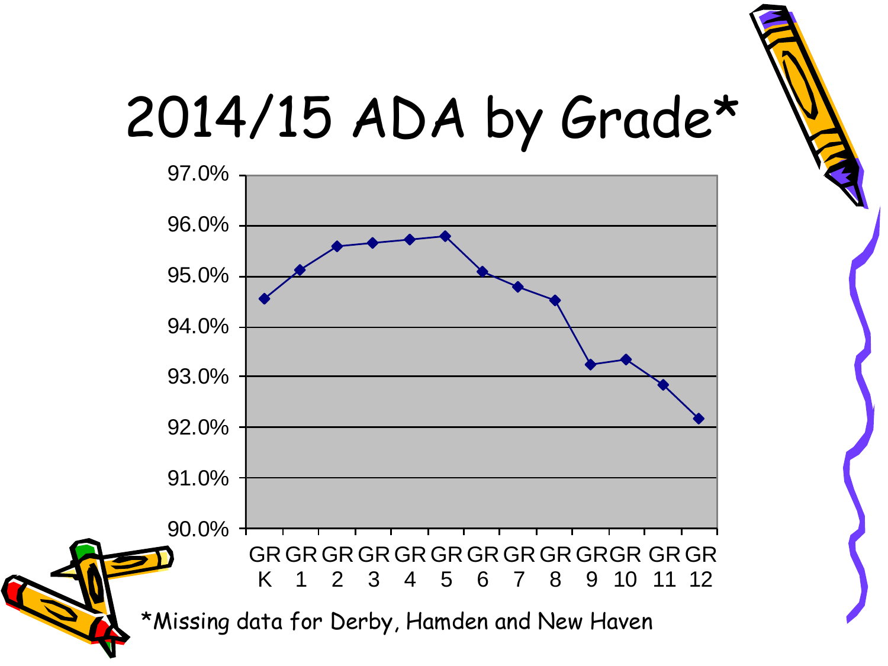# 2014/15 ADA by Grade*

| Grade | ADA |
|---|---|
| GR K | 94.6% |
| GR 1 | 95.1% |
| GR 2 | 95.6% |
| GR 3 | 95.7% |
| GR 4 | 95.7% |
| GR 5 | 95.8% |
| GR 6 | 95.1% |
| GR 7 | 94.8% |
| GR 8 | 94.5% |
| GR 9 | 93.2% |
| GR 10 | 93.3% |
| GR 11 | 92.8% |
| GR 12 | 92.2% |

*Missing data for Derby, Hamden and New Haven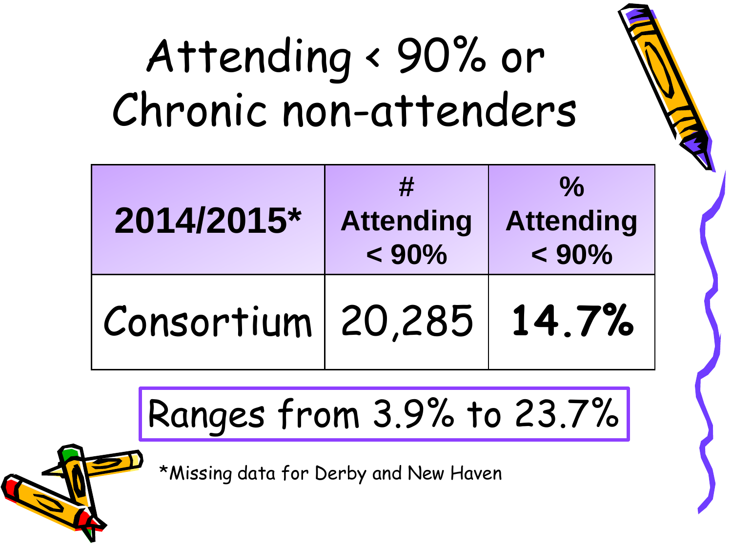# Attending < 90% or Chronic non-attenders

| 2014/2015* | # Attending < 90% | % Attending < 90% |
|---|---|---|
| Consortium | 20,285 | **14.7%** |

Ranges from 3.9% to 23.7%

*Missing data for Derby and New Haven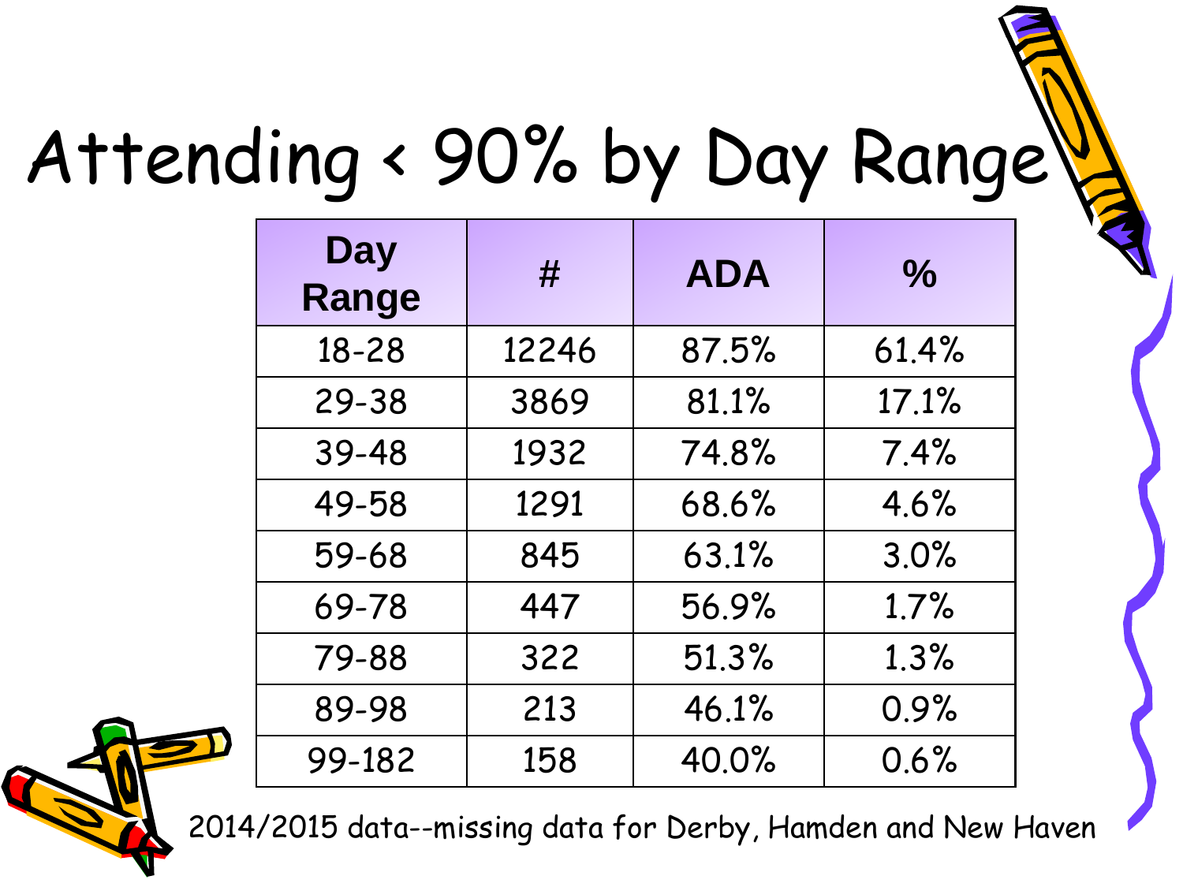# Attending < 90% by Day Range

| Day Range | # | ADA | % |
|---|---|---|---|
| 18-28 | 12246 | 87.5% | 61.4% |
| 29-38 | 3869 | 81.1% | 17.1% |
| 39-48 | 1932 | 74.8% | 7.4% |
| 49-58 | 1291 | 68.6% | 4.6% |
| 59-68 | 845 | 63.1% | 3.0% |
| 69-78 | 447 | 56.9% | 1.7% |
| 79-88 | 322 | 51.3% | 1.3% |
| 89-98 | 213 | 46.1% | 0.9% |
| 99-182 | 158 | 40.0% | 0.6% |

2014/2015 data--missing data for Derby, Hamden and New Haven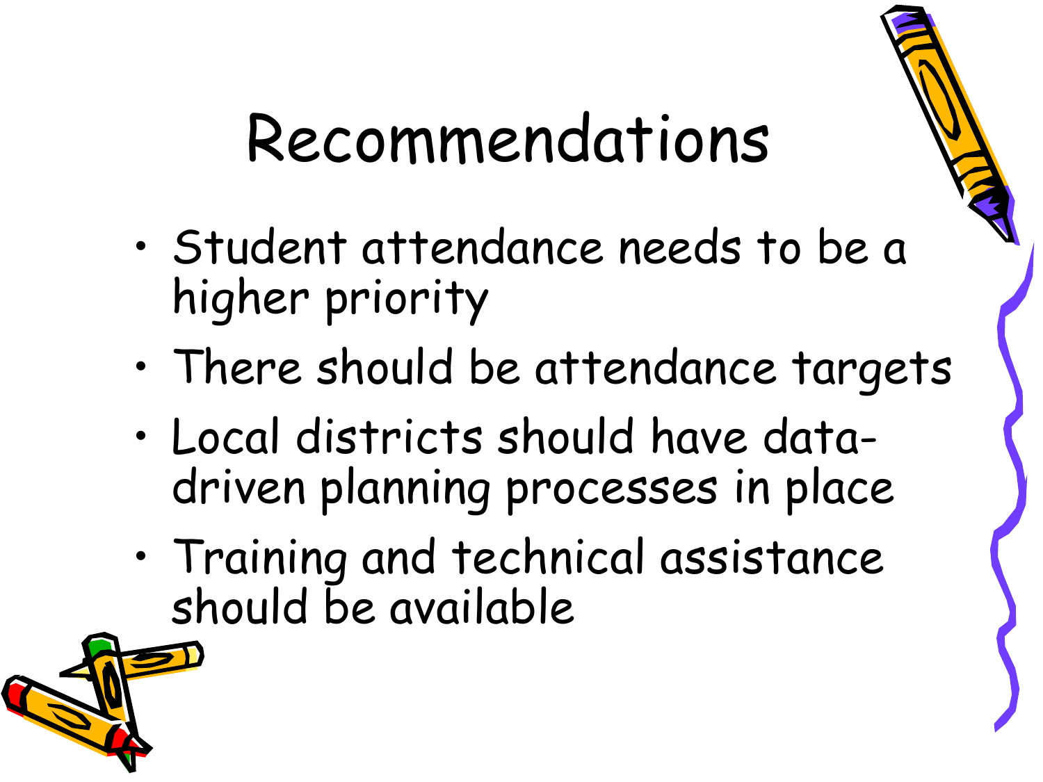# Recommendations

- Student attendance needs to be a higher priority
- There should be attendance targets
- Local districts should have data-driven planning processes in place
- Training and technical assistance should be available